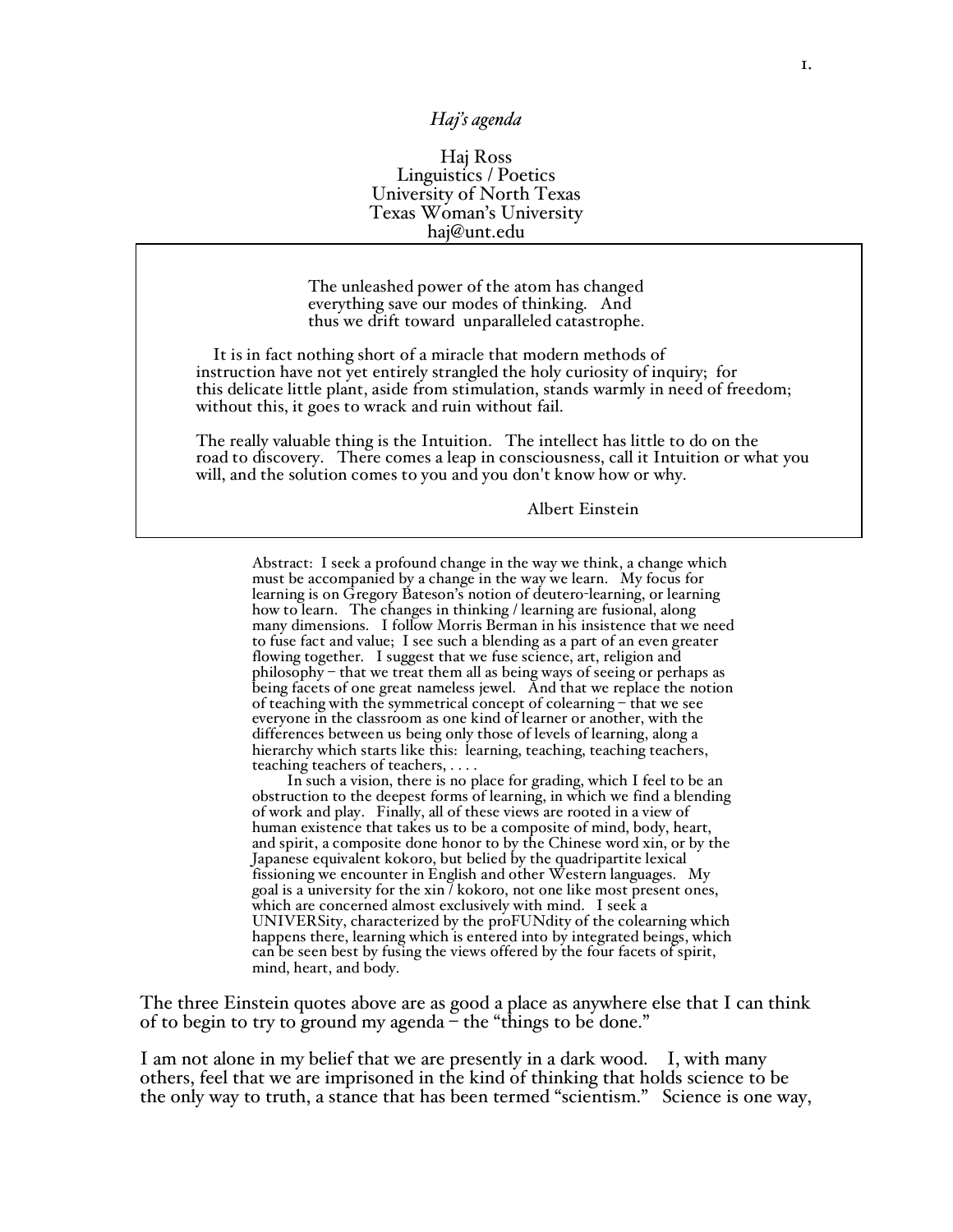*Haj's agenda*

Haj Ross
Linguistics / Poetics
University of North Texas
Texas Woman's University
haj@unt.edu

> The unleashed power of the atom has changed everything save our modes of thinking. And thus we drift toward unparalleled catastrophe.
>
> It is in fact nothing short of a miracle that modern methods of instruction have not yet entirely strangled the holy curiosity of inquiry; for this delicate little plant, aside from stimulation, stands warmly in need of freedom; without this, it goes to wrack and ruin without fail.
>
> The really valuable thing is the Intuition. The intellect has little to do on the road to discovery. There comes a leap in consciousness, call it Intuition or what you will, and the solution comes to you and you don't know how or why.
>
> Albert Einstein

Abstract: I seek a profound change in the way we think, a change which must be accompanied by a change in the way we learn. My focus for learning is on Gregory Bateson's notion of deutero-learning, or learning how to learn. The changes in thinking / learning are fusional, along many dimensions. I follow Morris Berman in his insistence that we need to fuse fact and value; I see such a blending as a part of an even greater flowing together. I suggest that we fuse science, art, religion and philosophy – that we treat them all as being ways of seeing or perhaps as being facets of one great nameless jewel. And that we replace the notion of teaching with the symmetrical concept of colearning – that we see everyone in the classroom as one kind of learner or another, with the differences between us being only those of levels of learning, along a hierarchy which starts like this: learning, teaching, teaching teachers, teaching teachers of teachers, . . . .

In such a vision, there is no place for grading, which I feel to be an obstruction to the deepest forms of learning, in which we find a blending of work and play. Finally, all of these views are rooted in a view of human existence that takes us to be a composite of mind, body, heart, and spirit, a composite done honor to by the Chinese word xin, or by the Japanese equivalent kokoro, but belied by the quadripartite lexical fissioning we encounter in English and other Western languages. My goal is a university for the xin / kokoro, not one like most present ones, which are concerned almost exclusively with mind. I seek a UNIVERSity, characterized by the proFUNdity of the colearning which happens there, learning which is entered into by integrated beings, which can be seen best by fusing the views offered by the four facets of spirit, mind, heart, and body.

The three Einstein quotes above are as good a place as anywhere else that I can think of to begin to try to ground my agenda – the "things to be done."

I am not alone in my belief that we are presently in a dark wood. I, with many others, feel that we are imprisoned in the kind of thinking that holds science to be the only way to truth, a stance that has been termed "scientism." Science is one way,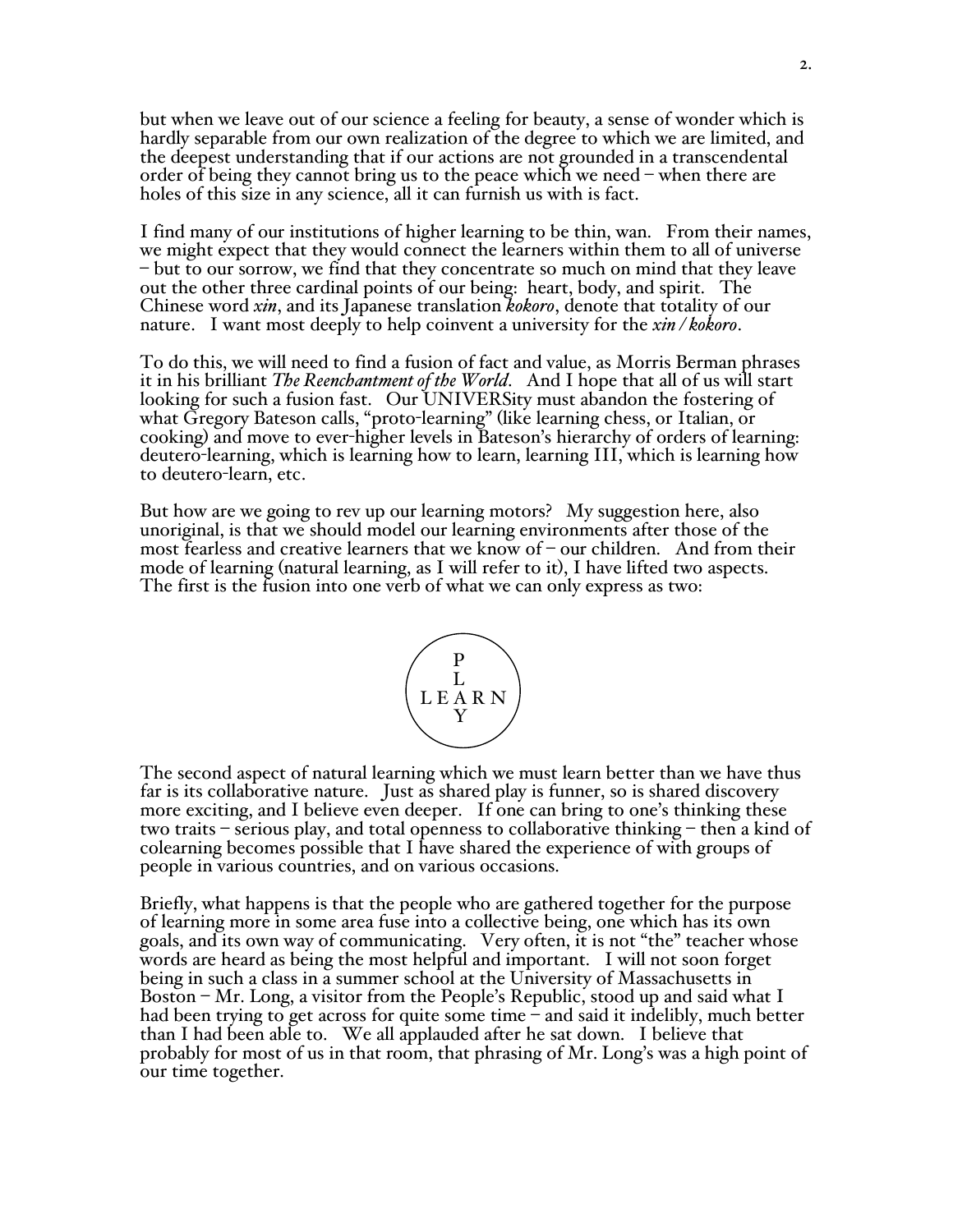but when we leave out of our science a feeling for beauty, a sense of wonder which is hardly separable from our own realization of the degree to which we are limited, and the deepest understanding that if our actions are not grounded in a transcendental order of being they cannot bring us to the peace which we need – when there are holes of this size in any science, all it can furnish us with is fact.

I find many of our institutions of higher learning to be thin, wan. From their names, we might expect that they would connect the learners within them to all of universe – but to our sorrow, we find that they concentrate so much on mind that they leave out the other three cardinal points of our being: heart, body, and spirit. The Chinese word *xin*, and its Japanese translation *kokoro*, denote that totality of our nature. I want most deeply to help coinvent a university for the *xin / kokoro*.

To do this, we will need to find a fusion of fact and value, as Morris Berman phrases it in his brilliant *The Reenchantment of the World*. And I hope that all of us will start looking for such a fusion fast. Our UNIVERSity must abandon the fostering of what Gregory Bateson calls, "proto-learning" (like learning chess, or Italian, or cooking) and move to ever-higher levels in Bateson's hierarchy of orders of learning: deutero-learning, which is learning how to learn, learning III, which is learning how to deutero-learn, etc.

But how are we going to rev up our learning motors? My suggestion here, also unoriginal, is that we should model our learning environments after those of the most fearless and creative learners that we know of – our children. And from their mode of learning (natural learning, as I will refer to it), I have lifted two aspects. The first is the fusion into one verb of what we can only express as two:

```
    P
    L
  L E A R N
    Y
```

The second aspect of natural learning which we must learn better than we have thus far is its collaborative nature. Just as shared play is funner, so is shared discovery more exciting, and I believe even deeper. If one can bring to one's thinking these two traits – serious play, and total openness to collaborative thinking – then a kind of colearning becomes possible that I have shared the experience of with groups of people in various countries, and on various occasions.

Briefly, what happens is that the people who are gathered together for the purpose of learning more in some area fuse into a collective being, one which has its own goals, and its own way of communicating. Very often, it is not "the" teacher whose words are heard as being the most helpful and important. I will not soon forget being in such a class in a summer school at the University of Massachusetts in Boston – Mr. Long, a visitor from the People's Republic, stood up and said what I had been trying to get across for quite some time – and said it indelibly, much better than I had been able to. We all applauded after he sat down. I believe that probably for most of us in that room, that phrasing of Mr. Long's was a high point of our time together.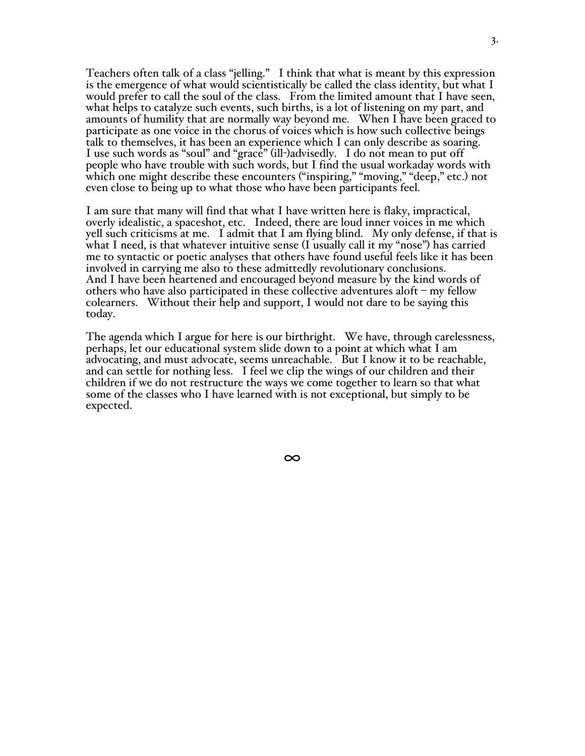Teachers often talk of a class "jelling." I think that what is meant by this expression is the emergence of what would scientistically be called the class identity, but what I would prefer to call the soul of the class. From the limited amount that I have seen, what helps to catalyze such events, such births, is a lot of listening on my part, and amounts of humility that are normally way beyond me. When I have been graced to participate as one voice in the chorus of voices which is how such collective beings talk to themselves, it has been an experience which I can only describe as soaring. I use such words as "soul" and "grace" (ill-)advisedly. I do not mean to put off people who have trouble with such words, but I find the usual workaday words with which one might describe these encounters ("inspiring," "moving," "deep," etc.) not even close to being up to what those who have been participants feel.

I am sure that many will find that what I have written here is flaky, impractical, overly idealistic, a spaceshot, etc. Indeed, there are loud inner voices in me which yell such criticisms at me. I admit that I am flying blind. My only defense, if that is what I need, is that whatever intuitive sense (I usually call it my "nose") has carried me to syntactic or poetic analyses that others have found useful feels like it has been involved in carrying me also to these admittedly revolutionary conclusions. And I have been heartened and encouraged beyond measure by the kind words of others who have also participated in these collective adventures aloft – my fellow colearners. Without their help and support, I would not dare to be saying this today.

The agenda which I argue for here is our birthright. We have, through carelessness, perhaps, let our educational system slide down to a point at which what I am advocating, and must advocate, seems unreachable. But I know it to be reachable, and can settle for nothing less. I feel we clip the wings of our children and their children if we do not restructure the ways we come together to learn so that what some of the classes who I have learned with is not exceptional, but simply to be expected.

∞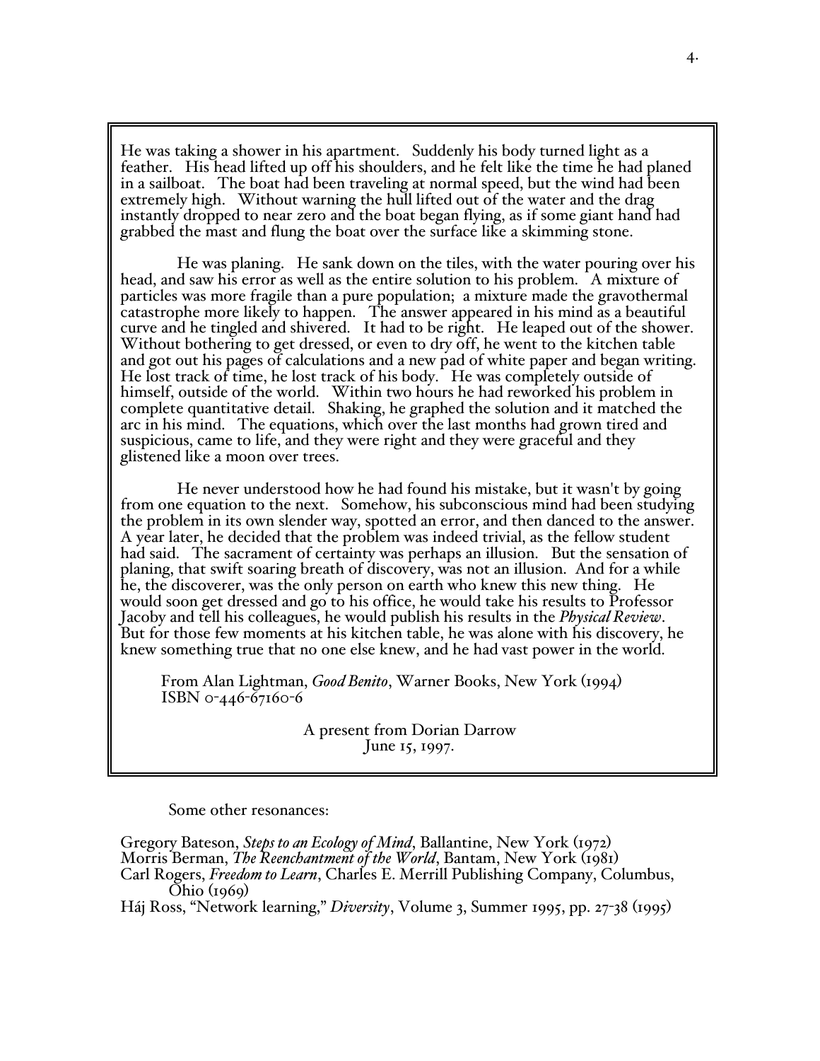He was taking a shower in his apartment. Suddenly his body turned light as a feather. His head lifted up off his shoulders, and he felt like the time he had planed in a sailboat. The boat had been traveling at normal speed, but the wind had been extremely high. Without warning the hull lifted out of the water and the drag instantly dropped to near zero and the boat began flying, as if some giant hand had grabbed the mast and flung the boat over the surface like a skimming stone.

He was planing. He sank down on the tiles, with the water pouring over his head, and saw his error as well as the entire solution to his problem. A mixture of particles was more fragile than a pure population; a mixture made the gravothermal catastrophe more likely to happen. The answer appeared in his mind as a beautiful curve and he tingled and shivered. It had to be right. He leaped out of the shower. Without bothering to get dressed, or even to dry off, he went to the kitchen table and got out his pages of calculations and a new pad of white paper and began writing. He lost track of time, he lost track of his body. He was completely outside of himself, outside of the world. Within two hours he had reworked his problem in complete quantitative detail. Shaking, he graphed the solution and it matched the arc in his mind. The equations, which over the last months had grown tired and suspicious, came to life, and they were right and they were graceful and they glistened like a moon over trees.

He never understood how he had found his mistake, but it wasn't by going from one equation to the next. Somehow, his subconscious mind had been studying the problem in its own slender way, spotted an error, and then danced to the answer. A year later, he decided that the problem was indeed trivial, as the fellow student had said. The sacrament of certainty was perhaps an illusion. But the sensation of planing, that swift soaring breath of discovery, was not an illusion. And for a while he, the discoverer, was the only person on earth who knew this new thing. He would soon get dressed and go to his office, he would take his results to Professor Jacoby and tell his colleagues, he would publish his results in the *Physical Review*. But for those few moments at his kitchen table, he was alone with his discovery, he knew something true that no one else knew, and he had vast power in the world.

From Alan Lightman, *Good Benito*, Warner Books, New York (1994)
ISBN 0-446-67160-6

A present from Dorian Darrow
June 15, 1997.

Some other resonances:

Gregory Bateson, *Steps to an Ecology of Mind*, Ballantine, New York (1972)
Morris Berman, *The Reenchantment of the World*, Bantam, New York (1981)
Carl Rogers, *Freedom to Learn*, Charles E. Merrill Publishing Company, Columbus, Ohio (1969)
Háj Ross, "Network learning," *Diversity*, Volume 3, Summer 1995, pp. 27-38 (1995)